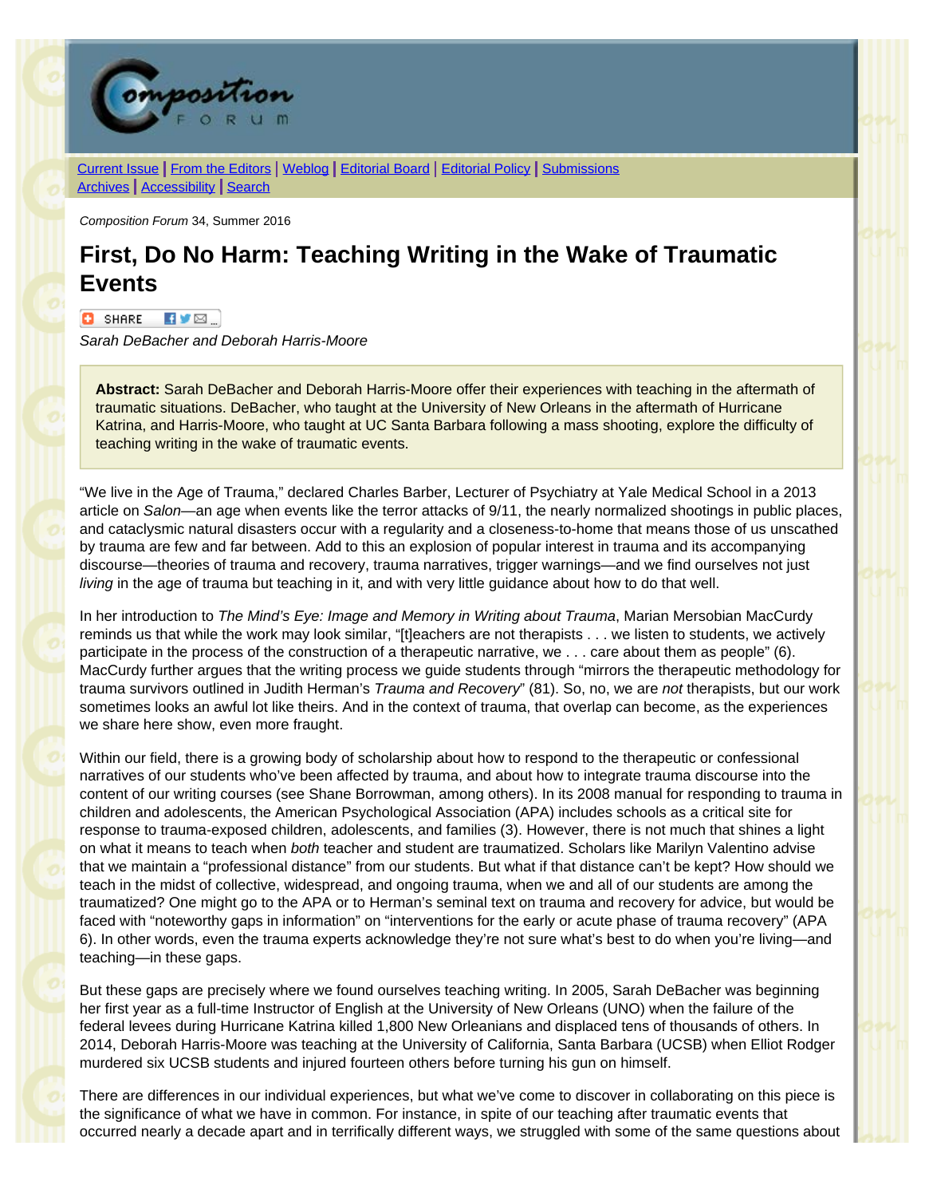Current Issue | From the Editors | Weblog | Editorial Board | Editorial Policy | Submissions
Archives | Accessibility | Search

*Composition Forum* 34, Summer 2016

# First, Do No Harm: Teaching Writing in the Wake of Traumatic Events

*Sarah DeBacher and Deborah Harris-Moore*

> **Abstract:** Sarah DeBacher and Deborah Harris-Moore offer their experiences with teaching in the aftermath of traumatic situations. DeBacher, who taught at the University of New Orleans in the aftermath of Hurricane Katrina, and Harris-Moore, who taught at UC Santa Barbara following a mass shooting, explore the difficulty of teaching writing in the wake of traumatic events.

"We live in the Age of Trauma," declared Charles Barber, Lecturer of Psychiatry at Yale Medical School in a 2013 article on *Salon*—an age when events like the terror attacks of 9/11, the nearly normalized shootings in public places, and cataclysmic natural disasters occur with a regularity and a closeness-to-home that means those of us unscathed by trauma are few and far between. Add to this an explosion of popular interest in trauma and its accompanying discourse—theories of trauma and recovery, trauma narratives, trigger warnings—and we find ourselves not just *living* in the age of trauma but teaching in it, and with very little guidance about how to do that well.

In her introduction to *The Mind's Eye: Image and Memory in Writing about Trauma*, Marian Mersobian MacCurdy reminds us that while the work may look similar, "[t]eachers are not therapists . . . we listen to students, we actively participate in the process of the construction of a therapeutic narrative, we . . . care about them as people" (6). MacCurdy further argues that the writing process we guide students through "mirrors the therapeutic methodology for trauma survivors outlined in Judith Herman's *Trauma and Recovery*" (81). So, no, we are *not* therapists, but our work sometimes looks an awful lot like theirs. And in the context of trauma, that overlap can become, as the experiences we share here show, even more fraught.

Within our field, there is a growing body of scholarship about how to respond to the therapeutic or confessional narratives of our students who've been affected by trauma, and about how to integrate trauma discourse into the content of our writing courses (see Shane Borrowman, among others). In its 2008 manual for responding to trauma in children and adolescents, the American Psychological Association (APA) includes schools as a critical site for response to trauma-exposed children, adolescents, and families (3). However, there is not much that shines a light on what it means to teach when *both* teacher and student are traumatized. Scholars like Marilyn Valentino advise that we maintain a "professional distance" from our students. But what if that distance can't be kept? How should we teach in the midst of collective, widespread, and ongoing trauma, when we and all of our students are among the traumatized? One might go to the APA or to Herman's seminal text on trauma and recovery for advice, but would be faced with "noteworthy gaps in information" on "interventions for the early or acute phase of trauma recovery" (APA 6). In other words, even the trauma experts acknowledge they're not sure what's best to do when you're living—and teaching—in these gaps.

But these gaps are precisely where we found ourselves teaching writing. In 2005, Sarah DeBacher was beginning her first year as a full-time Instructor of English at the University of New Orleans (UNO) when the failure of the federal levees during Hurricane Katrina killed 1,800 New Orleanians and displaced tens of thousands of others. In 2014, Deborah Harris-Moore was teaching at the University of California, Santa Barbara (UCSB) when Elliot Rodger murdered six UCSB students and injured fourteen others before turning his gun on himself.

There are differences in our individual experiences, but what we've come to discover in collaborating on this piece is the significance of what we have in common. For instance, in spite of our teaching after traumatic events that occurred nearly a decade apart and in terrifically different ways, we struggled with some of the same questions about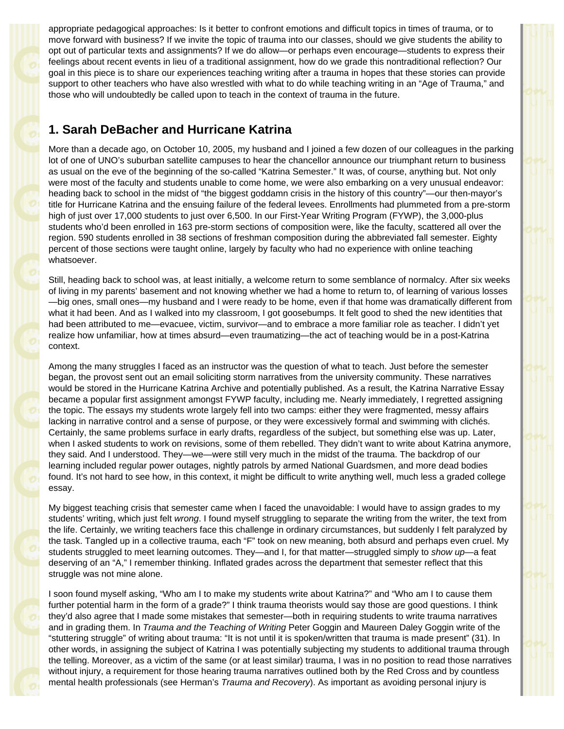appropriate pedagogical approaches: Is it better to confront emotions and difficult topics in times of trauma, or to move forward with business? If we invite the topic of trauma into our classes, should we give students the ability to opt out of particular texts and assignments? If we do allow—or perhaps even encourage—students to express their feelings about recent events in lieu of a traditional assignment, how do we grade this nontraditional reflection? Our goal in this piece is to share our experiences teaching writing after a trauma in hopes that these stories can provide support to other teachers who have also wrestled with what to do while teaching writing in an "Age of Trauma," and those who will undoubtedly be called upon to teach in the context of trauma in the future.

## 1. Sarah DeBacher and Hurricane Katrina

More than a decade ago, on October 10, 2005, my husband and I joined a few dozen of our colleagues in the parking lot of one of UNO's suburban satellite campuses to hear the chancellor announce our triumphant return to business as usual on the eve of the beginning of the so-called "Katrina Semester." It was, of course, anything but. Not only were most of the faculty and students unable to come home, we were also embarking on a very unusual endeavor: heading back to school in the midst of "the biggest goddamn crisis in the history of this country"—our then-mayor's title for Hurricane Katrina and the ensuing failure of the federal levees. Enrollments had plummeted from a pre-storm high of just over 17,000 students to just over 6,500. In our First-Year Writing Program (FYWP), the 3,000-plus students who'd been enrolled in 163 pre-storm sections of composition were, like the faculty, scattered all over the region. 590 students enrolled in 38 sections of freshman composition during the abbreviated fall semester. Eighty percent of those sections were taught online, largely by faculty who had no experience with online teaching whatsoever.

Still, heading back to school was, at least initially, a welcome return to some semblance of normalcy. After six weeks of living in my parents' basement and not knowing whether we had a home to return to, of learning of various losses—big ones, small ones—my husband and I were ready to be home, even if that home was dramatically different from what it had been. And as I walked into my classroom, I got goosebumps. It felt good to shed the new identities that had been attributed to me—evacuee, victim, survivor—and to embrace a more familiar role as teacher. I didn't yet realize how unfamiliar, how at times absurd—even traumatizing—the act of teaching would be in a post-Katrina context.

Among the many struggles I faced as an instructor was the question of what to teach. Just before the semester began, the provost sent out an email soliciting storm narratives from the university community. These narratives would be stored in the Hurricane Katrina Archive and potentially published. As a result, the Katrina Narrative Essay became a popular first assignment amongst FYWP faculty, including me. Nearly immediately, I regretted assigning the topic. The essays my students wrote largely fell into two camps: either they were fragmented, messy affairs lacking in narrative control and a sense of purpose, or they were excessively formal and swimming with clichés. Certainly, the same problems surface in early drafts, regardless of the subject, but something else was up. Later, when I asked students to work on revisions, some of them rebelled. They didn't want to write about Katrina anymore, they said. And I understood. They—we—were still very much in the midst of the trauma. The backdrop of our learning included regular power outages, nightly patrols by armed National Guardsmen, and more dead bodies found. It's not hard to see how, in this context, it might be difficult to write anything well, much less a graded college essay.

My biggest teaching crisis that semester came when I faced the unavoidable: I would have to assign grades to my students' writing, which just felt *wrong*. I found myself struggling to separate the writing from the writer, the text from the life. Certainly, we writing teachers face this challenge in ordinary circumstances, but suddenly I felt paralyzed by the task. Tangled up in a collective trauma, each "F" took on new meaning, both absurd and perhaps even cruel. My students struggled to meet learning outcomes. They—and I, for that matter—struggled simply to *show up*—a feat deserving of an "A," I remember thinking. Inflated grades across the department that semester reflect that this struggle was not mine alone.

I soon found myself asking, "Who am I to make my students write about Katrina?" and "Who am I to cause them further potential harm in the form of a grade?" I think trauma theorists would say those are good questions. I think they'd also agree that I made some mistakes that semester—both in requiring students to write trauma narratives and in grading them. In *Trauma and the Teaching of Writing* Peter Goggin and Maureen Daley Goggin write of the "stuttering struggle" of writing about trauma: "It is not until it is spoken/written that trauma is made present" (31). In other words, in assigning the subject of Katrina I was potentially subjecting my students to additional trauma through the telling. Moreover, as a victim of the same (or at least similar) trauma, I was in no position to read those narratives without injury, a requirement for those hearing trauma narratives outlined both by the Red Cross and by countless mental health professionals (see Herman's *Trauma and Recovery*). As important as avoiding personal injury is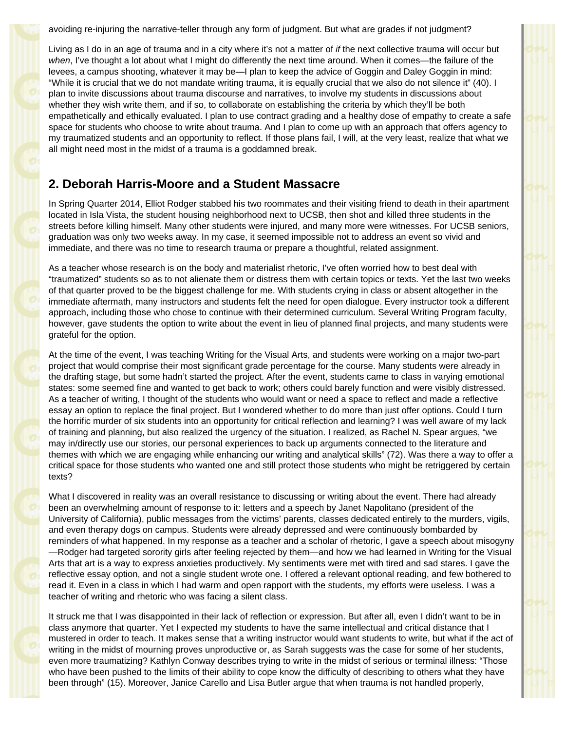avoiding re-injuring the narrative-teller through any form of judgment. But what are grades if not judgment?

Living as I do in an age of trauma and in a city where it's not a matter of *if* the next collective trauma will occur but *when*, I've thought a lot about what I might do differently the next time around. When it comes—the failure of the levees, a campus shooting, whatever it may be—I plan to keep the advice of Goggin and Daley Goggin in mind: "While it is crucial that we do not mandate writing trauma, it is equally crucial that we also do not silence it" (40). I plan to invite discussions about trauma discourse and narratives, to involve my students in discussions about whether they wish write them, and if so, to collaborate on establishing the criteria by which they'll be both empathetically and ethically evaluated. I plan to use contract grading and a healthy dose of empathy to create a safe space for students who choose to write about trauma. And I plan to come up with an approach that offers agency to my traumatized students and an opportunity to reflect. If those plans fail, I will, at the very least, realize that what we all might need most in the midst of a trauma is a goddamned break.

## 2. Deborah Harris-Moore and a Student Massacre

In Spring Quarter 2014, Elliot Rodger stabbed his two roommates and their visiting friend to death in their apartment located in Isla Vista, the student housing neighborhood next to UCSB, then shot and killed three students in the streets before killing himself. Many other students were injured, and many more were witnesses. For UCSB seniors, graduation was only two weeks away. In my case, it seemed impossible not to address an event so vivid and immediate, and there was no time to research trauma or prepare a thoughtful, related assignment.

As a teacher whose research is on the body and materialist rhetoric, I've often worried how to best deal with "traumatized" students so as to not alienate them or distress them with certain topics or texts. Yet the last two weeks of that quarter proved to be the biggest challenge for me. With students crying in class or absent altogether in the immediate aftermath, many instructors and students felt the need for open dialogue. Every instructor took a different approach, including those who chose to continue with their determined curriculum. Several Writing Program faculty, however, gave students the option to write about the event in lieu of planned final projects, and many students were grateful for the option.

At the time of the event, I was teaching Writing for the Visual Arts, and students were working on a major two-part project that would comprise their most significant grade percentage for the course. Many students were already in the drafting stage, but some hadn't started the project. After the event, students came to class in varying emotional states: some seemed fine and wanted to get back to work; others could barely function and were visibly distressed. As a teacher of writing, I thought of the students who would want or need a space to reflect and made a reflective essay an option to replace the final project. But I wondered whether to do more than just offer options. Could I turn the horrific murder of six students into an opportunity for critical reflection and learning? I was well aware of my lack of training and planning, but also realized the urgency of the situation. I realized, as Rachel N. Spear argues, "we may in/directly use our stories, our personal experiences to back up arguments connected to the literature and themes with which we are engaging while enhancing our writing and analytical skills" (72). Was there a way to offer a critical space for those students who wanted one and still protect those students who might be retriggered by certain texts?

What I discovered in reality was an overall resistance to discussing or writing about the event. There had already been an overwhelming amount of response to it: letters and a speech by Janet Napolitano (president of the University of California), public messages from the victims' parents, classes dedicated entirely to the murders, vigils, and even therapy dogs on campus. Students were already depressed and were continuously bombarded by reminders of what happened. In my response as a teacher and a scholar of rhetoric, I gave a speech about misogyny—Rodger had targeted sorority girls after feeling rejected by them—and how we had learned in Writing for the Visual Arts that art is a way to express anxieties productively. My sentiments were met with tired and sad stares. I gave the reflective essay option, and not a single student wrote one. I offered a relevant optional reading, and few bothered to read it. Even in a class in which I had warm and open rapport with the students, my efforts were useless. I was a teacher of writing and rhetoric who was facing a silent class.

It struck me that I was disappointed in their lack of reflection or expression. But after all, even I didn't want to be in class anymore that quarter. Yet I expected my students to have the same intellectual and critical distance that I mustered in order to teach. It makes sense that a writing instructor would want students to write, but what if the act of writing in the midst of mourning proves unproductive or, as Sarah suggests was the case for some of her students, even more traumatizing? Kathlyn Conway describes trying to write in the midst of serious or terminal illness: "Those who have been pushed to the limits of their ability to cope know the difficulty of describing to others what they have been through" (15). Moreover, Janice Carello and Lisa Butler argue that when trauma is not handled properly,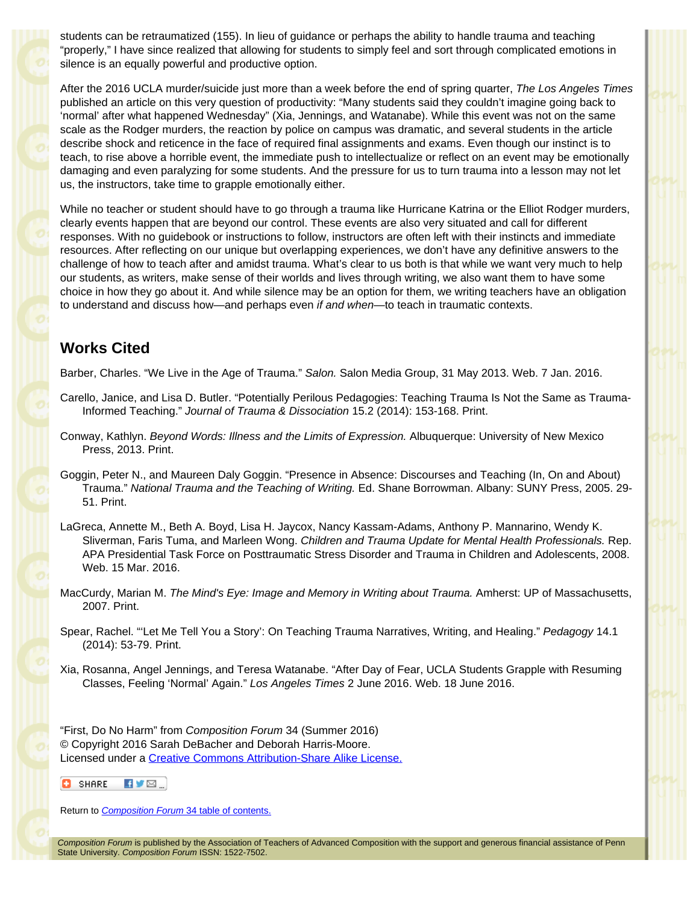students can be retraumatized (155). In lieu of guidance or perhaps the ability to handle trauma and teaching "properly," I have since realized that allowing for students to simply feel and sort through complicated emotions in silence is an equally powerful and productive option.

After the 2016 UCLA murder/suicide just more than a week before the end of spring quarter, *The Los Angeles Times* published an article on this very question of productivity: "Many students said they couldn't imagine going back to 'normal' after what happened Wednesday" (Xia, Jennings, and Watanabe). While this event was not on the same scale as the Rodger murders, the reaction by police on campus was dramatic, and several students in the article describe shock and reticence in the face of required final assignments and exams. Even though our instinct is to teach, to rise above a horrible event, the immediate push to intellectualize or reflect on an event may be emotionally damaging and even paralyzing for some students. And the pressure for us to turn trauma into a lesson may not let us, the instructors, take time to grapple emotionally either.

While no teacher or student should have to go through a trauma like Hurricane Katrina or the Elliot Rodger murders, clearly events happen that are beyond our control. These events are also very situated and call for different responses. With no guidebook or instructions to follow, instructors are often left with their instincts and immediate resources. After reflecting on our unique but overlapping experiences, we don't have any definitive answers to the challenge of how to teach after and amidst trauma. What's clear to us both is that while we want very much to help our students, as writers, make sense of their worlds and lives through writing, we also want them to have some choice in how they go about it. And while silence may be an option for them, we writing teachers have an obligation to understand and discuss how—and perhaps even *if and when*—to teach in traumatic contexts.

## Works Cited

Barber, Charles. "We Live in the Age of Trauma." *Salon.* Salon Media Group, 31 May 2013. Web. 7 Jan. 2016.

Carello, Janice, and Lisa D. Butler. "Potentially Perilous Pedagogies: Teaching Trauma Is Not the Same as Trauma-Informed Teaching." *Journal of Trauma & Dissociation* 15.2 (2014): 153-168. Print.

Conway, Kathlyn. *Beyond Words: Illness and the Limits of Expression.* Albuquerque: University of New Mexico Press, 2013. Print.

Goggin, Peter N., and Maureen Daly Goggin. "Presence in Absence: Discourses and Teaching (In, On and About) Trauma." *National Trauma and the Teaching of Writing.* Ed. Shane Borrowman. Albany: SUNY Press, 2005. 29-51. Print.

LaGreca, Annette M., Beth A. Boyd, Lisa H. Jaycox, Nancy Kassam-Adams, Anthony P. Mannarino, Wendy K. Sliverman, Faris Tuma, and Marleen Wong. *Children and Trauma Update for Mental Health Professionals.* Rep. APA Presidential Task Force on Posttraumatic Stress Disorder and Trauma in Children and Adolescents, 2008. Web. 15 Mar. 2016.

MacCurdy, Marian M. *The Mind's Eye: Image and Memory in Writing about Trauma.* Amherst: UP of Massachusetts, 2007. Print.

Spear, Rachel. "'Let Me Tell You a Story': On Teaching Trauma Narratives, Writing, and Healing." *Pedagogy* 14.1 (2014): 53-79. Print.

Xia, Rosanna, Angel Jennings, and Teresa Watanabe. "After Day of Fear, UCLA Students Grapple with Resuming Classes, Feeling 'Normal' Again." *Los Angeles Times* 2 June 2016. Web. 18 June 2016.

"First, Do No Harm" from *Composition Forum* 34 (Summer 2016)
© Copyright 2016 Sarah DeBacher and Deborah Harris-Moore.
Licensed under a Creative Commons Attribution-Share Alike License.

SHARE

Return to *Composition Forum* 34 table of contents.

*Composition Forum* is published by the Association of Teachers of Advanced Composition with the support and generous financial assistance of Penn State University. *Composition Forum* ISSN: 1522-7502.